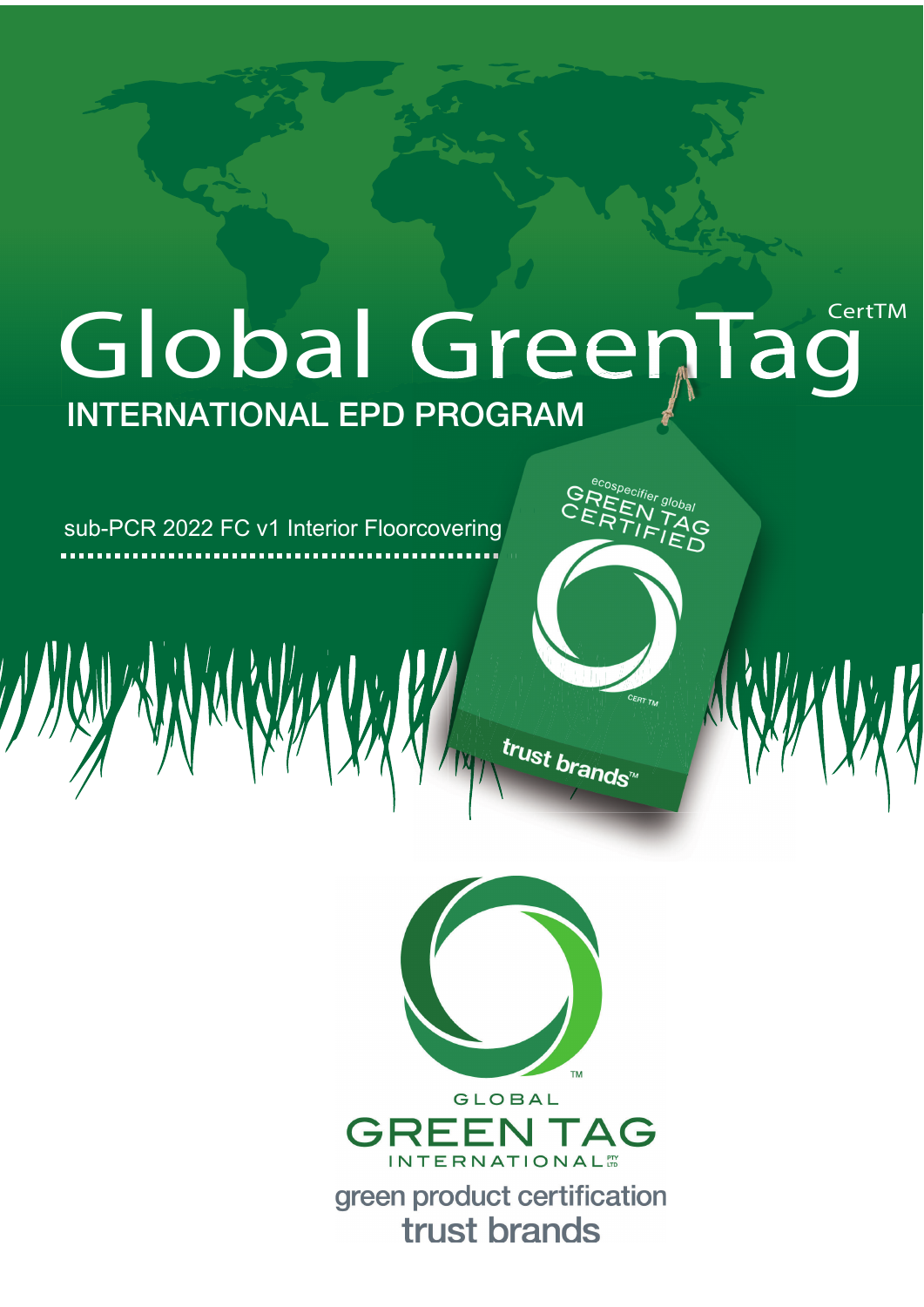# Global GreenTag CertTM

## INTERNATIONAL EPD PROGRAM

sub-PCR 2022 FC v1 Interior Floorcovering

ecospecifier global GREEN TAG CERTIFIED

CERT TM

trust brands™

GLOBAL GREEN TAG INTERNATIONAL PTY LTD

green product certification

trust brands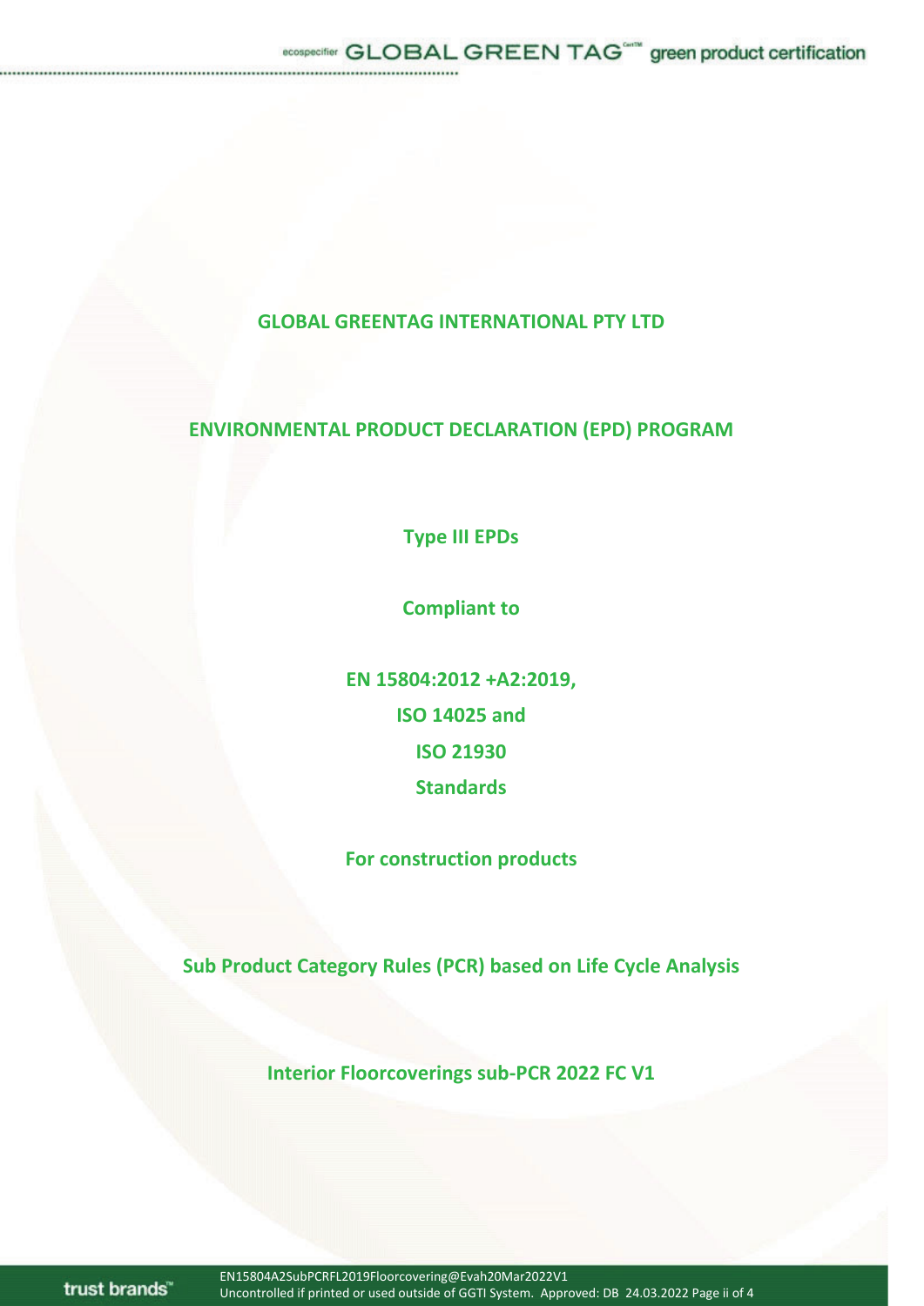**GLOBAL GREENTAG INTERNATIONAL PTY LTD**

**ENVIRONMENTAL PRODUCT DECLARATION (EPD) PROGRAM**

**Type III EPDs**

**Compliant to**

**EN 15804:2012 +A2:2019,**

**ISO 14025 and**

**ISO 21930**

**Standards**

**For construction products**

**Sub Product Category Rules (PCR) based on Life Cycle Analysis**

**Interior Floorcoverings sub-PCR 2022 FC V1**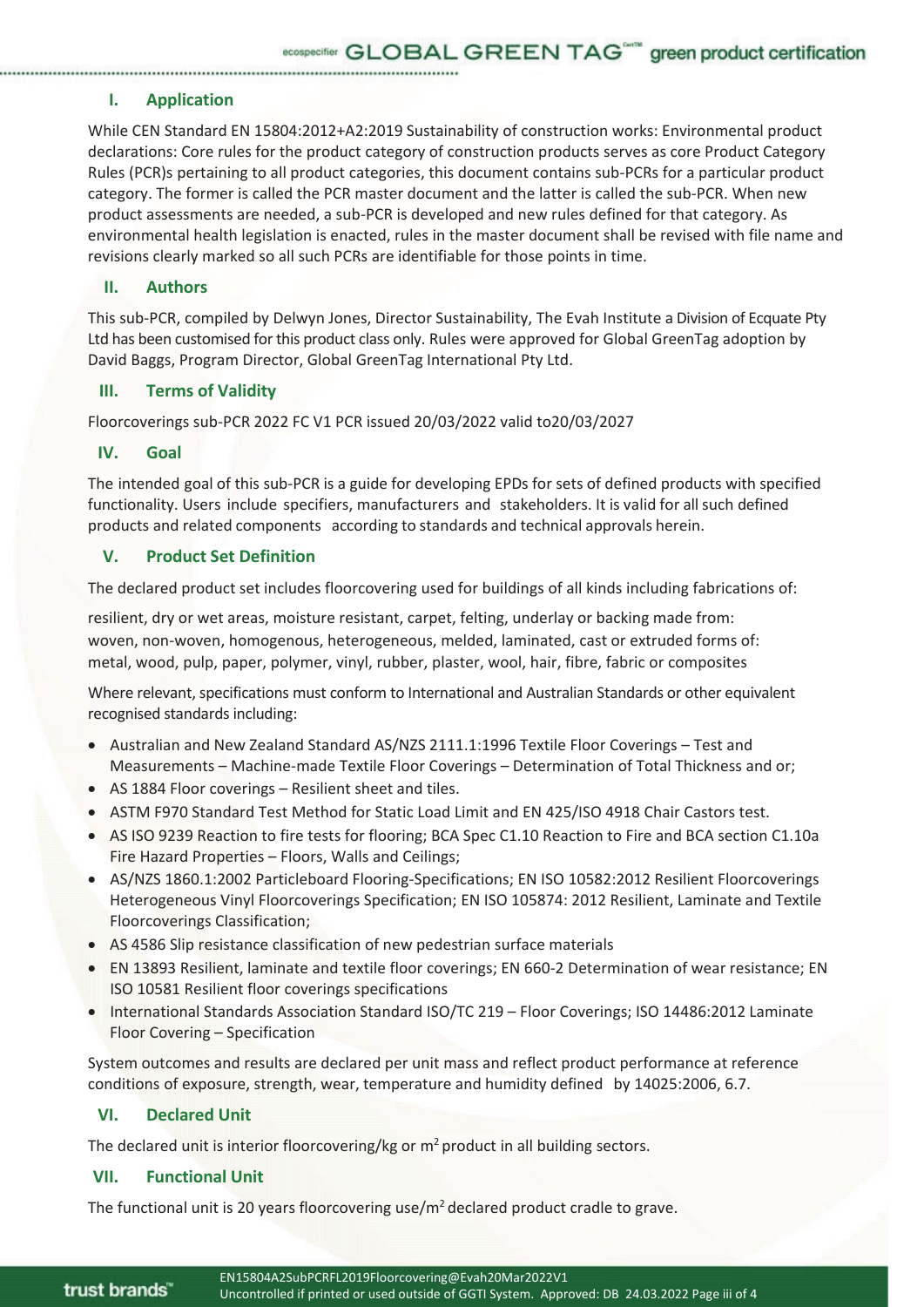## I. Application

While CEN Standard EN 15804:2012+A2:2019 Sustainability of construction works: Environmental product declarations: Core rules for the product category of construction products serves as core Product Category Rules (PCR)s pertaining to all product categories, this document contains sub-PCRs for a particular product category. The former is called the PCR master document and the latter is called the sub-PCR. When new product assessments are needed, a sub-PCR is developed and new rules defined for that category. As environmental health legislation is enacted, rules in the master document shall be revised with file name and revisions clearly marked so all such PCRs are identifiable for those points in time.

## II. Authors

This sub-PCR, compiled by Delwyn Jones, Director Sustainability, The Evah Institute a Division of Ecquate Pty Ltd has been customised for this product class only. Rules were approved for Global GreenTag adoption by David Baggs, Program Director, Global GreenTag International Pty Ltd.

## III. Terms of Validity

Floorcoverings sub-PCR 2022 FC V1 PCR issued 20/03/2022 valid to20/03/2027

## IV. Goal

The intended goal of this sub-PCR is a guide for developing EPDs for sets of defined products with specified functionality. Users include specifiers, manufacturers and stakeholders. It is valid for all such defined products and related components according to standards and technical approvals herein.

## V. Product Set Definition

The declared product set includes floorcovering used for buildings of all kinds including fabrications of:

resilient, dry or wet areas, moisture resistant, carpet, felting, underlay or backing made from: woven, non-woven, homogenous, heterogeneous, melded, laminated, cast or extruded forms of: metal, wood, pulp, paper, polymer, vinyl, rubber, plaster, wool, hair, fibre, fabric or composites

Where relevant, specifications must conform to International and Australian Standards or other equivalent recognised standards including:

- Australian and New Zealand Standard AS/NZS 2111.1:1996 Textile Floor Coverings – Test and Measurements – Machine-made Textile Floor Coverings – Determination of Total Thickness and or;
- AS 1884 Floor coverings – Resilient sheet and tiles.
- ASTM F970 Standard Test Method for Static Load Limit and EN 425/ISO 4918 Chair Castors test.
- AS ISO 9239 Reaction to fire tests for flooring; BCA Spec C1.10 Reaction to Fire and BCA section C1.10a Fire Hazard Properties – Floors, Walls and Ceilings;
- AS/NZS 1860.1:2002 Particleboard Flooring-Specifications; EN ISO 10582:2012 Resilient Floorcoverings Heterogeneous Vinyl Floorcoverings Specification; EN ISO 105874: 2012 Resilient, Laminate and Textile Floorcoverings Classification;
- AS 4586 Slip resistance classification of new pedestrian surface materials
- EN 13893 Resilient, laminate and textile floor coverings; EN 660-2 Determination of wear resistance; EN ISO 10581 Resilient floor coverings specifications
- International Standards Association Standard ISO/TC 219 – Floor Coverings; ISO 14486:2012 Laminate Floor Covering – Specification

System outcomes and results are declared per unit mass and reflect product performance at reference conditions of exposure, strength, wear, temperature and humidity defined by 14025:2006, 6.7.

## VI. Declared Unit

The declared unit is interior floorcovering/kg or $m^2$ product in all building sectors.

## VII. Functional Unit

The functional unit is 20 years floorcovering use/$m^2$ declared product cradle to grave.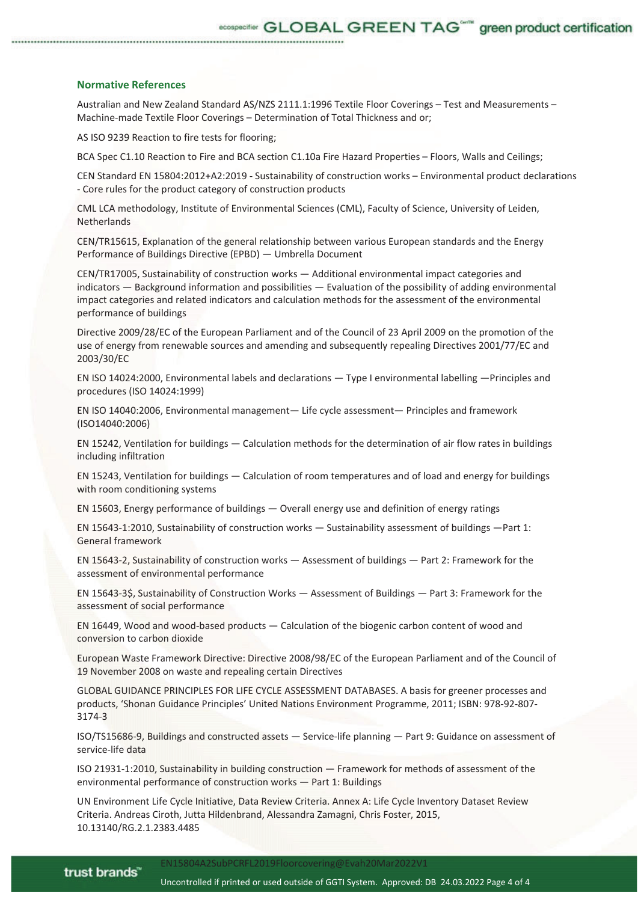## Normative References

Australian and New Zealand Standard AS/NZS 2111.1:1996 Textile Floor Coverings – Test and Measurements – Machine-made Textile Floor Coverings – Determination of Total Thickness and or;

AS ISO 9239 Reaction to fire tests for flooring;

BCA Spec C1.10 Reaction to Fire and BCA section C1.10a Fire Hazard Properties – Floors, Walls and Ceilings;

CEN Standard EN 15804:2012+A2:2019 - Sustainability of construction works – Environmental product declarations - Core rules for the product category of construction products

CML LCA methodology, Institute of Environmental Sciences (CML), Faculty of Science, University of Leiden, Netherlands

CEN/TR15615, Explanation of the general relationship between various European standards and the Energy Performance of Buildings Directive (EPBD) — Umbrella Document

CEN/TR17005, Sustainability of construction works — Additional environmental impact categories and indicators — Background information and possibilities — Evaluation of the possibility of adding environmental impact categories and related indicators and calculation methods for the assessment of the environmental performance of buildings

Directive 2009/28/EC of the European Parliament and of the Council of 23 April 2009 on the promotion of the use of energy from renewable sources and amending and subsequently repealing Directives 2001/77/EC and 2003/30/EC

EN ISO 14024:2000, Environmental labels and declarations — Type I environmental labelling —Principles and procedures (ISO 14024:1999)

EN ISO 14040:2006, Environmental management— Life cycle assessment— Principles and framework (ISO14040:2006)

EN 15242, Ventilation for buildings — Calculation methods for the determination of air flow rates in buildings including infiltration

EN 15243, Ventilation for buildings — Calculation of room temperatures and of load and energy for buildings with room conditioning systems

EN 15603, Energy performance of buildings — Overall energy use and definition of energy ratings

EN 15643-1:2010, Sustainability of construction works — Sustainability assessment of buildings —Part 1: General framework

EN 15643-2, Sustainability of construction works — Assessment of buildings — Part 2: Framework for the assessment of environmental performance

EN 15643-3$, Sustainability of Construction Works — Assessment of Buildings — Part 3: Framework for the assessment of social performance

EN 16449, Wood and wood-based products — Calculation of the biogenic carbon content of wood and conversion to carbon dioxide

European Waste Framework Directive: Directive 2008/98/EC of the European Parliament and of the Council of 19 November 2008 on waste and repealing certain Directives

GLOBAL GUIDANCE PRINCIPLES FOR LIFE CYCLE ASSESSMENT DATABASES. A basis for greener processes and products, 'Shonan Guidance Principles' United Nations Environment Programme, 2011; ISBN: 978-92-807-3174-3

ISO/TS15686-9, Buildings and constructed assets — Service-life planning — Part 9: Guidance on assessment of service-life data

ISO 21931-1:2010, Sustainability in building construction — Framework for methods of assessment of the environmental performance of construction works — Part 1: Buildings

UN Environment Life Cycle Initiative, Data Review Criteria. Annex A: Life Cycle Inventory Dataset Review Criteria. Andreas Ciroth, Jutta Hildenbrand, Alessandra Zamagni, Chris Foster, 2015, 10.13140/RG.2.1.2383.4485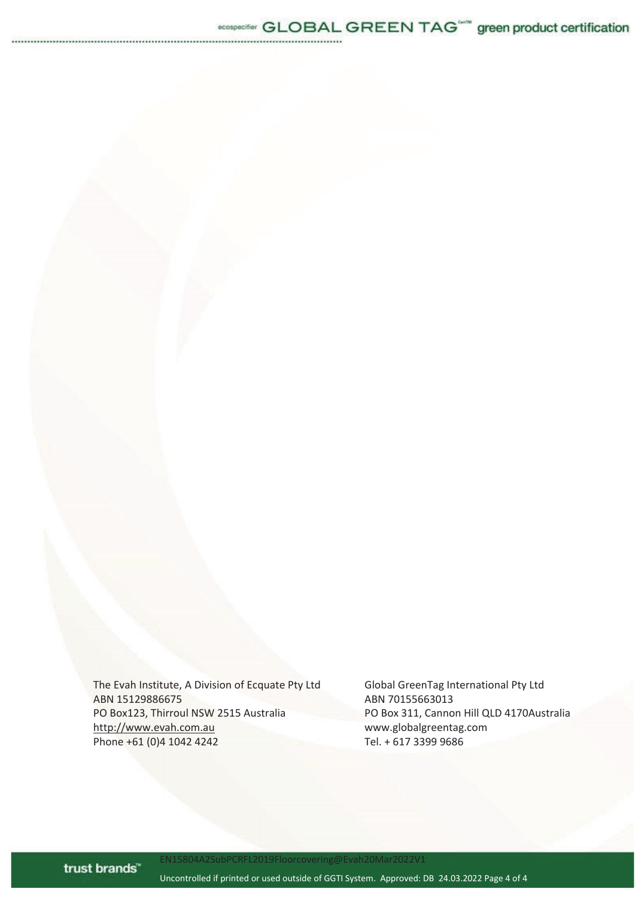The Evah Institute, A Division of Ecquate Pty Ltd
ABN 15129886675
PO Box123, Thirroul NSW 2515 Australia
http://www.evah.com.au
Phone +61 (0)4 1042 4242

Global GreenTag International Pty Ltd
ABN 70155663013
PO Box 311, Cannon Hill QLD 4170Australia
www.globalgreentag.com
Tel. + 617 3399 9686